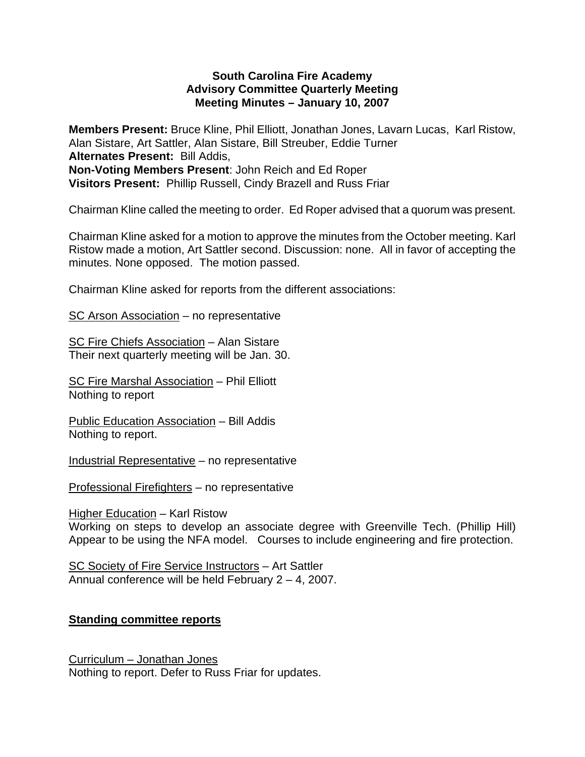**South Carolina Fire Academy**
**Advisory Committee Quarterly Meeting**
**Meeting Minutes – January 10, 2007**

**Members Present:** Bruce Kline, Phil Elliott, Jonathan Jones, Lavarn Lucas, Karl Ristow, Alan Sistare, Art Sattler, Alan Sistare, Bill Streuber, Eddie Turner
**Alternates Present:** Bill Addis,
**Non-Voting Members Present**: John Reich and Ed Roper
**Visitors Present:** Phillip Russell, Cindy Brazell and Russ Friar

Chairman Kline called the meeting to order. Ed Roper advised that a quorum was present.

Chairman Kline asked for a motion to approve the minutes from the October meeting. Karl Ristow made a motion, Art Sattler second. Discussion: none. All in favor of accepting the minutes. None opposed. The motion passed.

Chairman Kline asked for reports from the different associations:

SC Arson Association – no representative

SC Fire Chiefs Association – Alan Sistare
Their next quarterly meeting will be Jan. 30.

SC Fire Marshal Association – Phil Elliott
Nothing to report

Public Education Association – Bill Addis
Nothing to report.

Industrial Representative – no representative

Professional Firefighters – no representative

Higher Education – Karl Ristow
Working on steps to develop an associate degree with Greenville Tech. (Phillip Hill) Appear to be using the NFA model. Courses to include engineering and fire protection.

SC Society of Fire Service Instructors – Art Sattler
Annual conference will be held February 2 – 4, 2007.

**Standing committee reports**

Curriculum – Jonathan Jones
Nothing to report. Defer to Russ Friar for updates.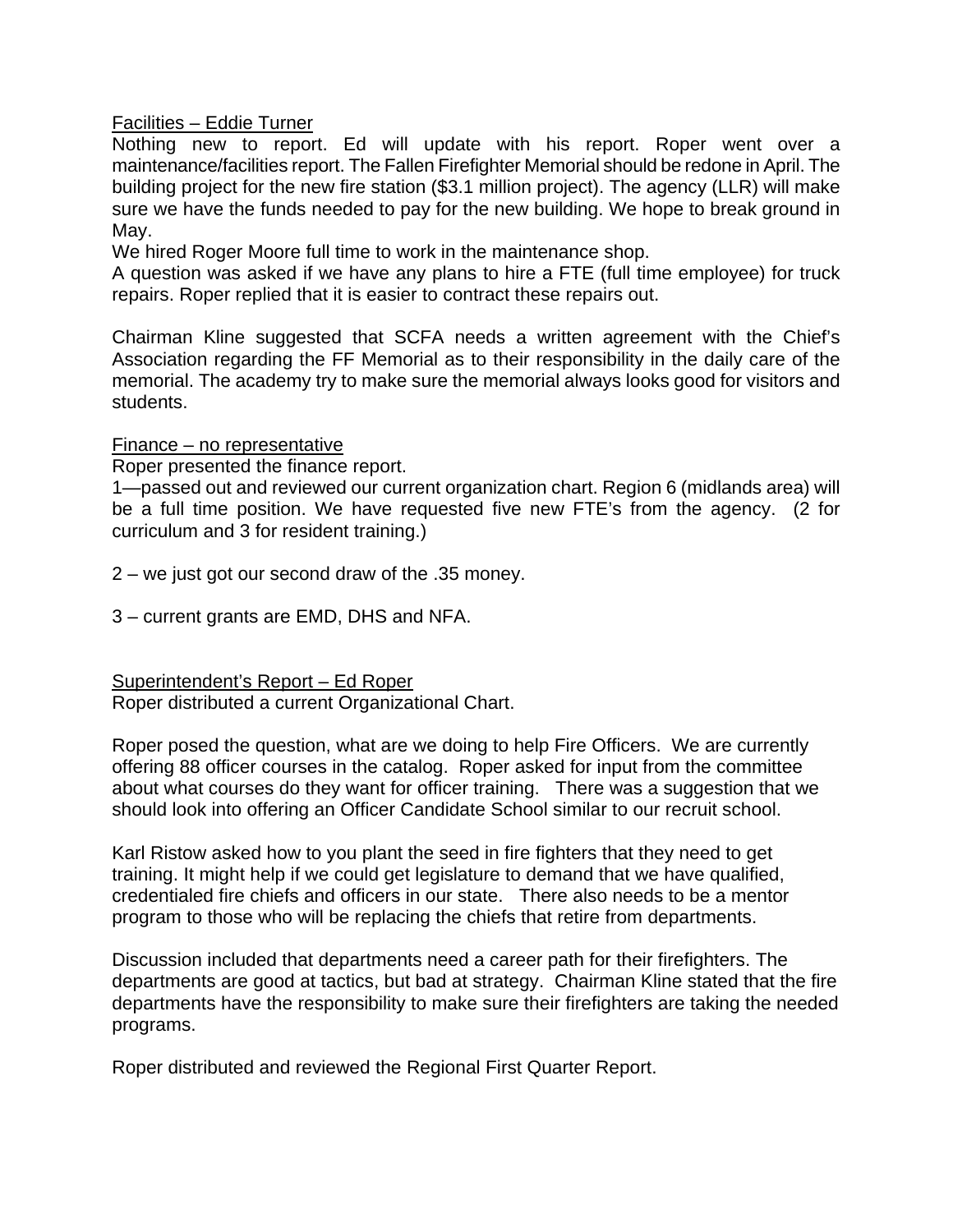<u>Facilities – Eddie Turner</u>

Nothing new to report. Ed will update with his report. Roper went over a maintenance/facilities report. The Fallen Firefighter Memorial should be redone in April. The building project for the new fire station ($3.1 million project). The agency (LLR) will make sure we have the funds needed to pay for the new building. We hope to break ground in May.

We hired Roger Moore full time to work in the maintenance shop.

A question was asked if we have any plans to hire a FTE (full time employee) for truck repairs. Roper replied that it is easier to contract these repairs out.

Chairman Kline suggested that SCFA needs a written agreement with the Chief's Association regarding the FF Memorial as to their responsibility in the daily care of the memorial. The academy try to make sure the memorial always looks good for visitors and students.

<u>Finance – no representative</u>

Roper presented the finance report.

1—passed out and reviewed our current organization chart. Region 6 (midlands area) will be a full time position. We have requested five new FTE's from the agency. (2 for curriculum and 3 for resident training.)

2 – we just got our second draw of the .35 money.

3 – current grants are EMD, DHS and NFA.

<u>Superintendent's Report – Ed Roper</u>

Roper distributed a current Organizational Chart.

Roper posed the question, what are we doing to help Fire Officers. We are currently offering 88 officer courses in the catalog. Roper asked for input from the committee about what courses do they want for officer training. There was a suggestion that we should look into offering an Officer Candidate School similar to our recruit school.

Karl Ristow asked how to you plant the seed in fire fighters that they need to get training. It might help if we could get legislature to demand that we have qualified, credentialed fire chiefs and officers in our state. There also needs to be a mentor program to those who will be replacing the chiefs that retire from departments.

Discussion included that departments need a career path for their firefighters. The departments are good at tactics, but bad at strategy. Chairman Kline stated that the fire departments have the responsibility to make sure their firefighters are taking the needed programs.

Roper distributed and reviewed the Regional First Quarter Report.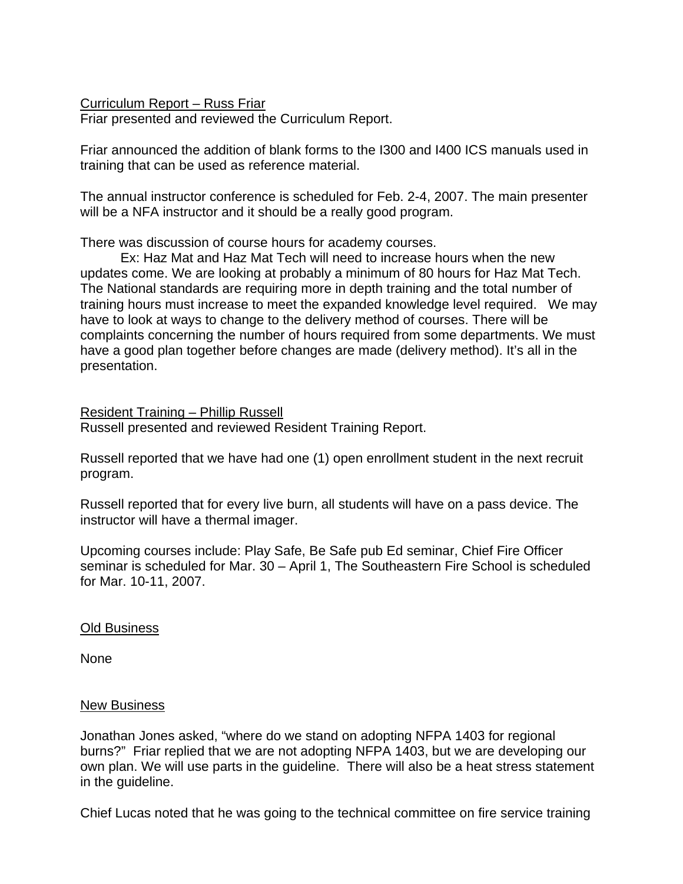Curriculum Report – Russ Friar

Friar presented and reviewed the Curriculum Report.

Friar announced the addition of blank forms to the I300 and I400 ICS manuals used in training that can be used as reference material.

The annual instructor conference is scheduled for Feb. 2-4, 2007. The main presenter will be a NFA instructor and it should be a really good program.

There was discussion of course hours for academy courses.

Ex: Haz Mat and Haz Mat Tech will need to increase hours when the new updates come. We are looking at probably a minimum of 80 hours for Haz Mat Tech. The National standards are requiring more in depth training and the total number of training hours must increase to meet the expanded knowledge level required. We may have to look at ways to change to the delivery method of courses. There will be complaints concerning the number of hours required from some departments. We must have a good plan together before changes are made (delivery method). It's all in the presentation.

Resident Training – Phillip Russell

Russell presented and reviewed Resident Training Report.

Russell reported that we have had one (1) open enrollment student in the next recruit program.

Russell reported that for every live burn, all students will have on a pass device. The instructor will have a thermal imager.

Upcoming courses include: Play Safe, Be Safe pub Ed seminar, Chief Fire Officer seminar is scheduled for Mar. 30 – April 1, The Southeastern Fire School is scheduled for Mar. 10-11, 2007.

Old Business

None

New Business

Jonathan Jones asked, "where do we stand on adopting NFPA 1403 for regional burns?" Friar replied that we are not adopting NFPA 1403, but we are developing our own plan. We will use parts in the guideline. There will also be a heat stress statement in the guideline.

Chief Lucas noted that he was going to the technical committee on fire service training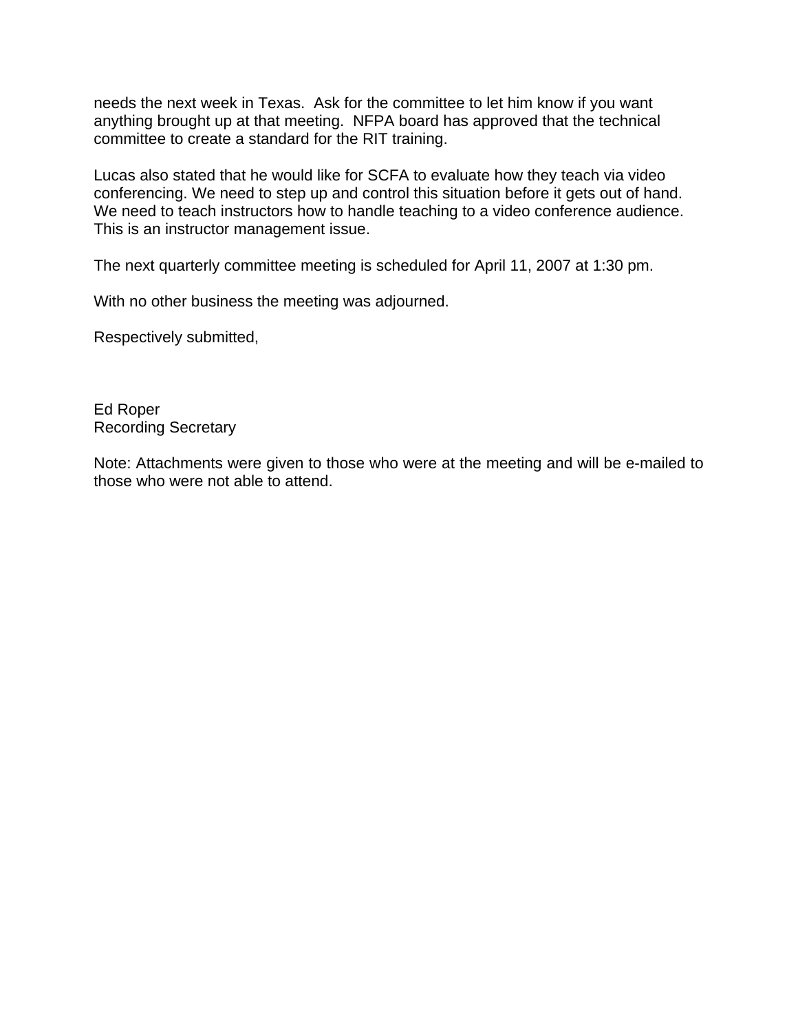needs the next week in Texas. Ask for the committee to let him know if you want anything brought up at that meeting. NFPA board has approved that the technical committee to create a standard for the RIT training.

Lucas also stated that he would like for SCFA to evaluate how they teach via video conferencing. We need to step up and control this situation before it gets out of hand. We need to teach instructors how to handle teaching to a video conference audience. This is an instructor management issue.

The next quarterly committee meeting is scheduled for April 11, 2007 at 1:30 pm.

With no other business the meeting was adjourned.

Respectively submitted,

Ed Roper
Recording Secretary

Note: Attachments were given to those who were at the meeting and will be e-mailed to those who were not able to attend.